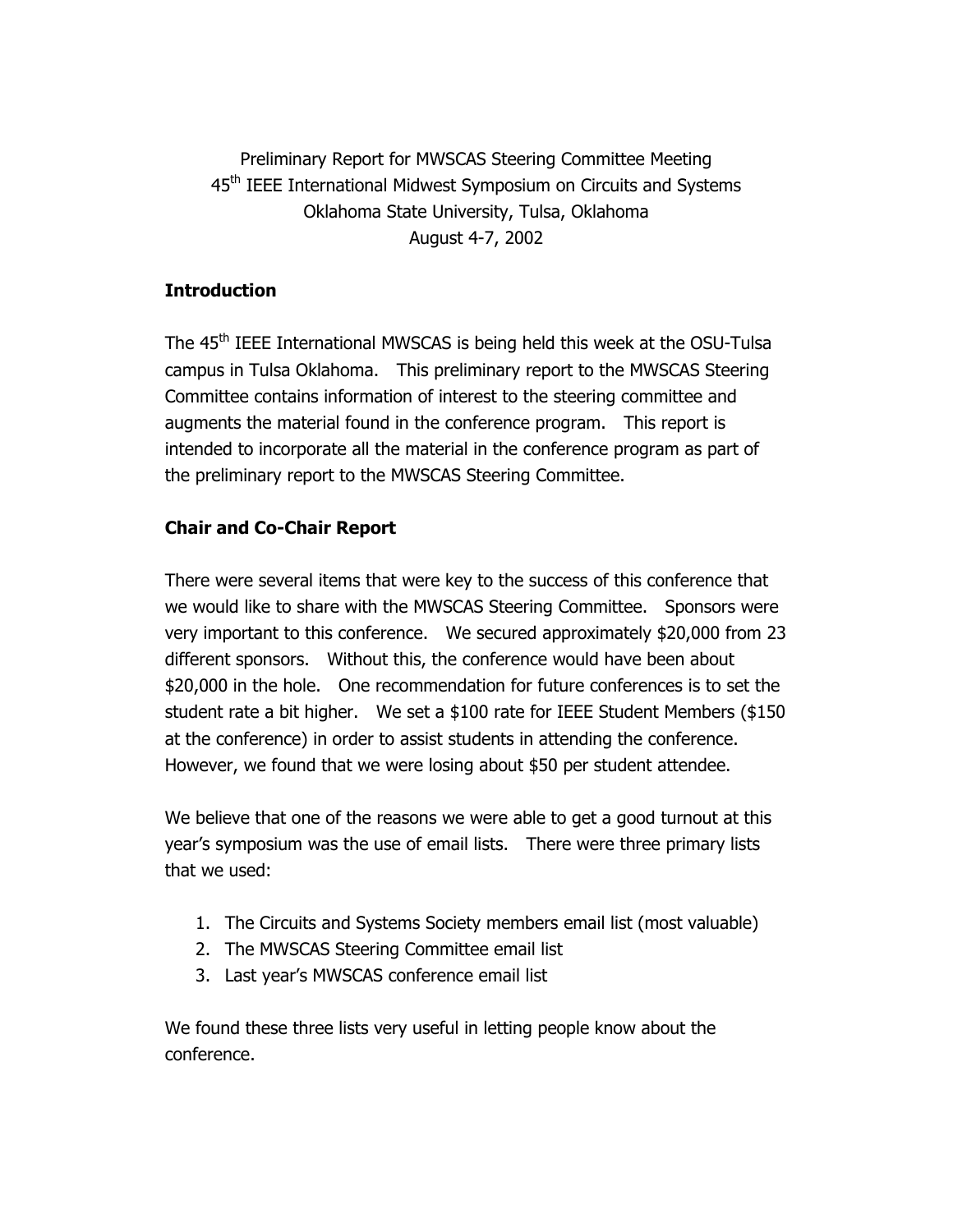Preliminary Report for MWSCAS Steering Committee Meeting
45th IEEE International Midwest Symposium on Circuits and Systems
Oklahoma State University, Tulsa, Oklahoma
August 4-7, 2002

## Introduction

The 45th IEEE International MWSCAS is being held this week at the OSU-Tulsa campus in Tulsa Oklahoma. This preliminary report to the MWSCAS Steering Committee contains information of interest to the steering committee and augments the material found in the conference program. This report is intended to incorporate all the material in the conference program as part of the preliminary report to the MWSCAS Steering Committee.

## Chair and Co-Chair Report

There were several items that were key to the success of this conference that we would like to share with the MWSCAS Steering Committee. Sponsors were very important to this conference. We secured approximately $20,000 from 23 different sponsors. Without this, the conference would have been about $20,000 in the hole. One recommendation for future conferences is to set the student rate a bit higher. We set a $100 rate for IEEE Student Members ($150 at the conference) in order to assist students in attending the conference. However, we found that we were losing about $50 per student attendee.

We believe that one of the reasons we were able to get a good turnout at this year's symposium was the use of email lists. There were three primary lists that we used:

1. The Circuits and Systems Society members email list (most valuable)
2. The MWSCAS Steering Committee email list
3. Last year's MWSCAS conference email list

We found these three lists very useful in letting people know about the conference.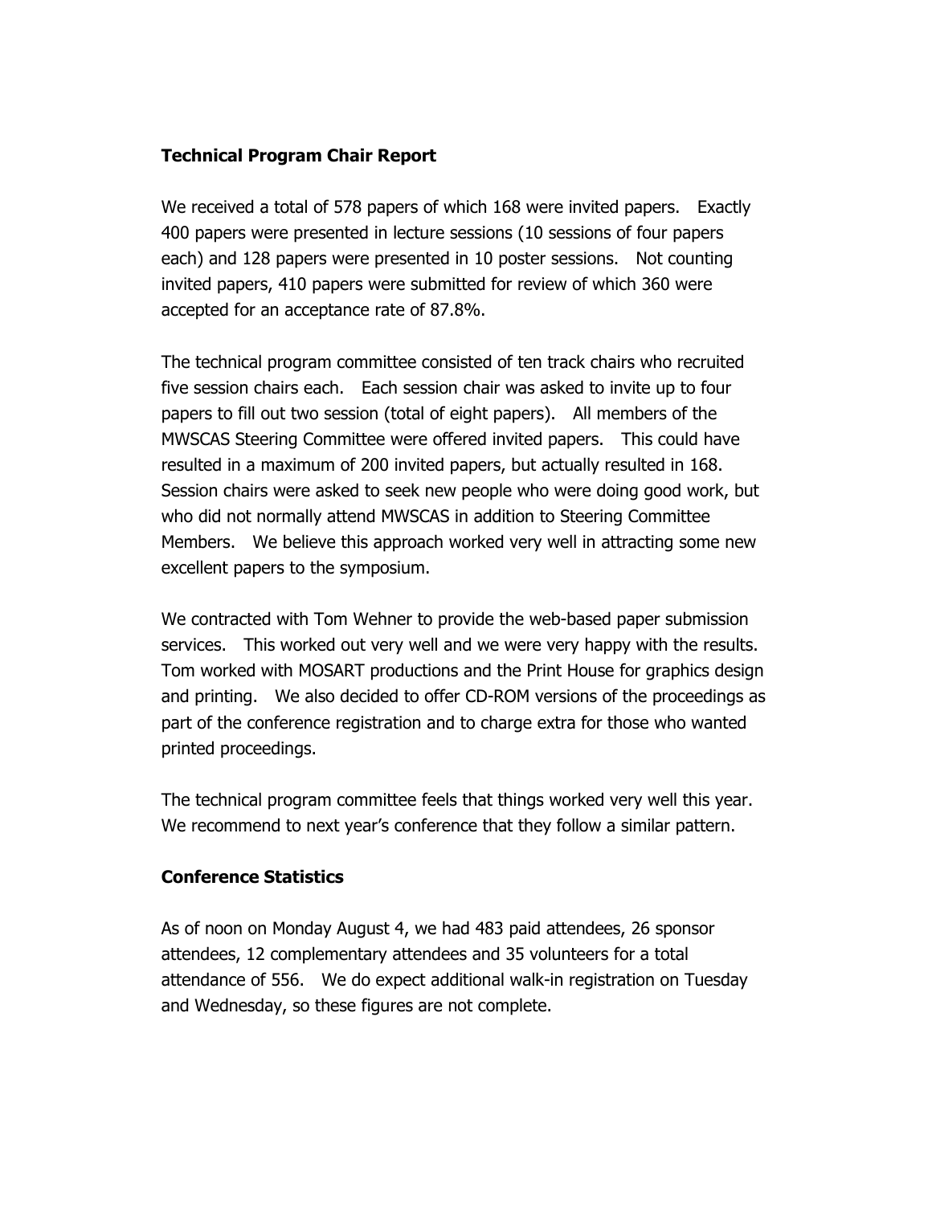**Technical Program Chair Report**

We received a total of 578 papers of which 168 were invited papers. Exactly 400 papers were presented in lecture sessions (10 sessions of four papers each) and 128 papers were presented in 10 poster sessions. Not counting invited papers, 410 papers were submitted for review of which 360 were accepted for an acceptance rate of 87.8%.

The technical program committee consisted of ten track chairs who recruited five session chairs each. Each session chair was asked to invite up to four papers to fill out two session (total of eight papers). All members of the MWSCAS Steering Committee were offered invited papers. This could have resulted in a maximum of 200 invited papers, but actually resulted in 168. Session chairs were asked to seek new people who were doing good work, but who did not normally attend MWSCAS in addition to Steering Committee Members. We believe this approach worked very well in attracting some new excellent papers to the symposium.

We contracted with Tom Wehner to provide the web-based paper submission services. This worked out very well and we were very happy with the results. Tom worked with MOSART productions and the Print House for graphics design and printing. We also decided to offer CD-ROM versions of the proceedings as part of the conference registration and to charge extra for those who wanted printed proceedings.

The technical program committee feels that things worked very well this year. We recommend to next year's conference that they follow a similar pattern.

**Conference Statistics**

As of noon on Monday August 4, we had 483 paid attendees, 26 sponsor attendees, 12 complementary attendees and 35 volunteers for a total attendance of 556. We do expect additional walk-in registration on Tuesday and Wednesday, so these figures are not complete.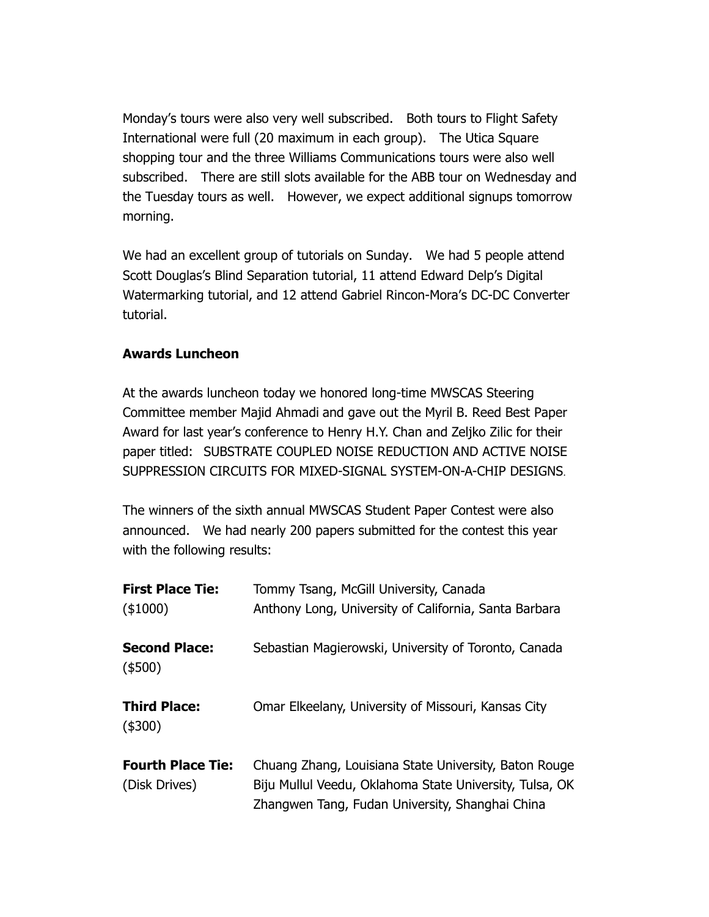Monday's tours were also very well subscribed. Both tours to Flight Safety International were full (20 maximum in each group). The Utica Square shopping tour and the three Williams Communications tours were also well subscribed. There are still slots available for the ABB tour on Wednesday and the Tuesday tours as well. However, we expect additional signups tomorrow morning.

We had an excellent group of tutorials on Sunday. We had 5 people attend Scott Douglas's Blind Separation tutorial, 11 attend Edward Delp's Digital Watermarking tutorial, and 12 attend Gabriel Rincon-Mora's DC-DC Converter tutorial.

**Awards Luncheon**

At the awards luncheon today we honored long-time MWSCAS Steering Committee member Majid Ahmadi and gave out the Myril B. Reed Best Paper Award for last year's conference to Henry H.Y. Chan and Zeljko Zilic for their paper titled: SUBSTRATE COUPLED NOISE REDUCTION AND ACTIVE NOISE SUPPRESSION CIRCUITS FOR MIXED-SIGNAL SYSTEM-ON-A-CHIP DESIGNS.

The winners of the sixth annual MWSCAS Student Paper Contest were also announced. We had nearly 200 papers submitted for the contest this year with the following results:

| | |
|---|---|
| **First Place Tie:** ($1000) | Tommy Tsang, McGill University, Canada<br>Anthony Long, University of California, Santa Barbara |
| **Second Place:** ($500) | Sebastian Magierowski, University of Toronto, Canada |
| **Third Place:** ($300) | Omar Elkeelany, University of Missouri, Kansas City |
| **Fourth Place Tie:** (Disk Drives) | Chuang Zhang, Louisiana State University, Baton Rouge<br>Biju Mullul Veedu, Oklahoma State University, Tulsa, OK<br>Zhangwen Tang, Fudan University, Shanghai China |